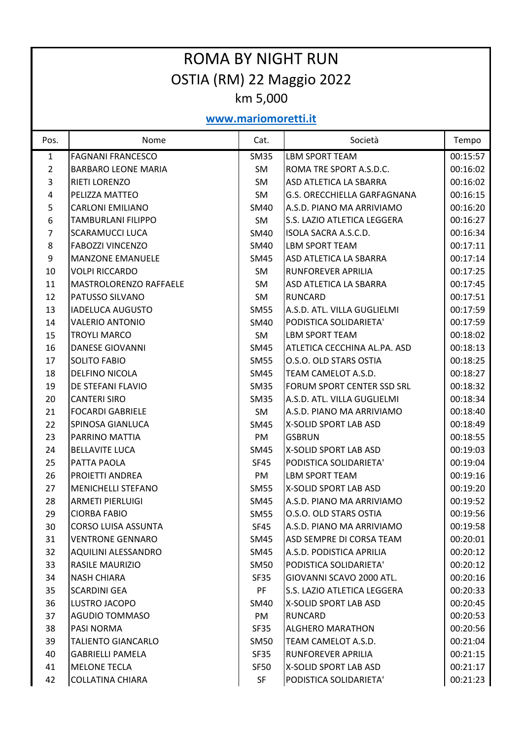# ROMA BY NIGHT RUN

## OSTIA (RM) 22 Maggio 2022

### km 5,000

**www.mariomoretti.it**

| Pos. | Nome | Cat. | Società | Tempo |
|---|---|---|---|---|
| 1 | FAGNANI FRANCESCO | SM35 | LBM SPORT TEAM | 00:15:57 |
| 2 | BARBARO LEONE MARIA | SM | ROMA TRE SPORT A.S.D.C. | 00:16:02 |
| 3 | RIETI LORENZO | SM | ASD ATLETICA LA SBARRA | 00:16:02 |
| 4 | PELIZZA MATTEO | SM | G.S. ORECCHIELLA GARFAGNANA | 00:16:15 |
| 5 | CARLONI EMILIANO | SM40 | A.S.D. PIANO MA ARRIVIAMO | 00:16:20 |
| 6 | TAMBURLANI FILIPPO | SM | S.S. LAZIO ATLETICA LEGGERA | 00:16:27 |
| 7 | SCARAMUCCI LUCA | SM40 | ISOLA SACRA A.S.C.D. | 00:16:34 |
| 8 | FABOZZI VINCENZO | SM40 | LBM SPORT TEAM | 00:17:11 |
| 9 | MANZONE EMANUELE | SM45 | ASD ATLETICA LA SBARRA | 00:17:14 |
| 10 | VOLPI RICCARDO | SM | RUNFOREVER APRILIA | 00:17:25 |
| 11 | MASTROLORENZO RAFFAELE | SM | ASD ATLETICA LA SBARRA | 00:17:45 |
| 12 | PATUSSO SILVANO | SM | RUNCARD | 00:17:51 |
| 13 | IADELUCA AUGUSTO | SM55 | A.S.D. ATL. VILLA GUGLIELMI | 00:17:59 |
| 14 | VALERIO ANTONIO | SM40 | PODISTICA SOLIDARIETA' | 00:17:59 |
| 15 | TROYLI MARCO | SM | LBM SPORT TEAM | 00:18:02 |
| 16 | DANESE GIOVANNI | SM45 | ATLETICA CECCHINA AL.PA. ASD | 00:18:13 |
| 17 | SOLITO FABIO | SM55 | O.S.O. OLD STARS OSTIA | 00:18:25 |
| 18 | DELFINO NICOLA | SM45 | TEAM CAMELOT A.S.D. | 00:18:27 |
| 19 | DE STEFANI FLAVIO | SM35 | FORUM SPORT CENTER SSD SRL | 00:18:32 |
| 20 | CANTERI SIRO | SM35 | A.S.D. ATL. VILLA GUGLIELMI | 00:18:34 |
| 21 | FOCARDI GABRIELE | SM | A.S.D. PIANO MA ARRIVIAMO | 00:18:40 |
| 22 | SPINOSA GIANLUCA | SM45 | X-SOLID SPORT LAB ASD | 00:18:49 |
| 23 | PARRINO MATTIA | PM | GSBRUN | 00:18:55 |
| 24 | BELLAVITE LUCA | SM45 | X-SOLID SPORT LAB ASD | 00:19:03 |
| 25 | PATTA PAOLA | SF45 | PODISTICA SOLIDARIETA' | 00:19:04 |
| 26 | PROIETTI ANDREA | PM | LBM SPORT TEAM | 00:19:16 |
| 27 | MENICHELLI STEFANO | SM55 | X-SOLID SPORT LAB ASD | 00:19:20 |
| 28 | ARMETI PIERLUIGI | SM45 | A.S.D. PIANO MA ARRIVIAMO | 00:19:52 |
| 29 | CIORBA FABIO | SM55 | O.S.O. OLD STARS OSTIA | 00:19:56 |
| 30 | CORSO LUISA ASSUNTA | SF45 | A.S.D. PIANO MA ARRIVIAMO | 00:19:58 |
| 31 | VENTRONE GENNARO | SM45 | ASD SEMPRE DI CORSA TEAM | 00:20:01 |
| 32 | AQUILINI ALESSANDRO | SM45 | A.S.D. PODISTICA APRILIA | 00:20:12 |
| 33 | RASILE MAURIZIO | SM50 | PODISTICA SOLIDARIETA' | 00:20:12 |
| 34 | NASH CHIARA | SF35 | GIOVANNI SCAVO 2000 ATL. | 00:20:16 |
| 35 | SCARDINI GEA | PF | S.S. LAZIO ATLETICA LEGGERA | 00:20:33 |
| 36 | LUSTRO JACOPO | SM40 | X-SOLID SPORT LAB ASD | 00:20:45 |
| 37 | AGUDIO TOMMASO | PM | RUNCARD | 00:20:53 |
| 38 | PASI NORMA | SF35 | ALGHERO MARATHON | 00:20:56 |
| 39 | TALIENTO GIANCARLO | SM50 | TEAM CAMELOT A.S.D. | 00:21:04 |
| 40 | GABRIELLI PAMELA | SF35 | RUNFOREVER APRILIA | 00:21:15 |
| 41 | MELONE TECLA | SF50 | X-SOLID SPORT LAB ASD | 00:21:17 |
| 42 | COLLATINA CHIARA | SF | PODISTICA SOLIDARIETA' | 00:21:23 |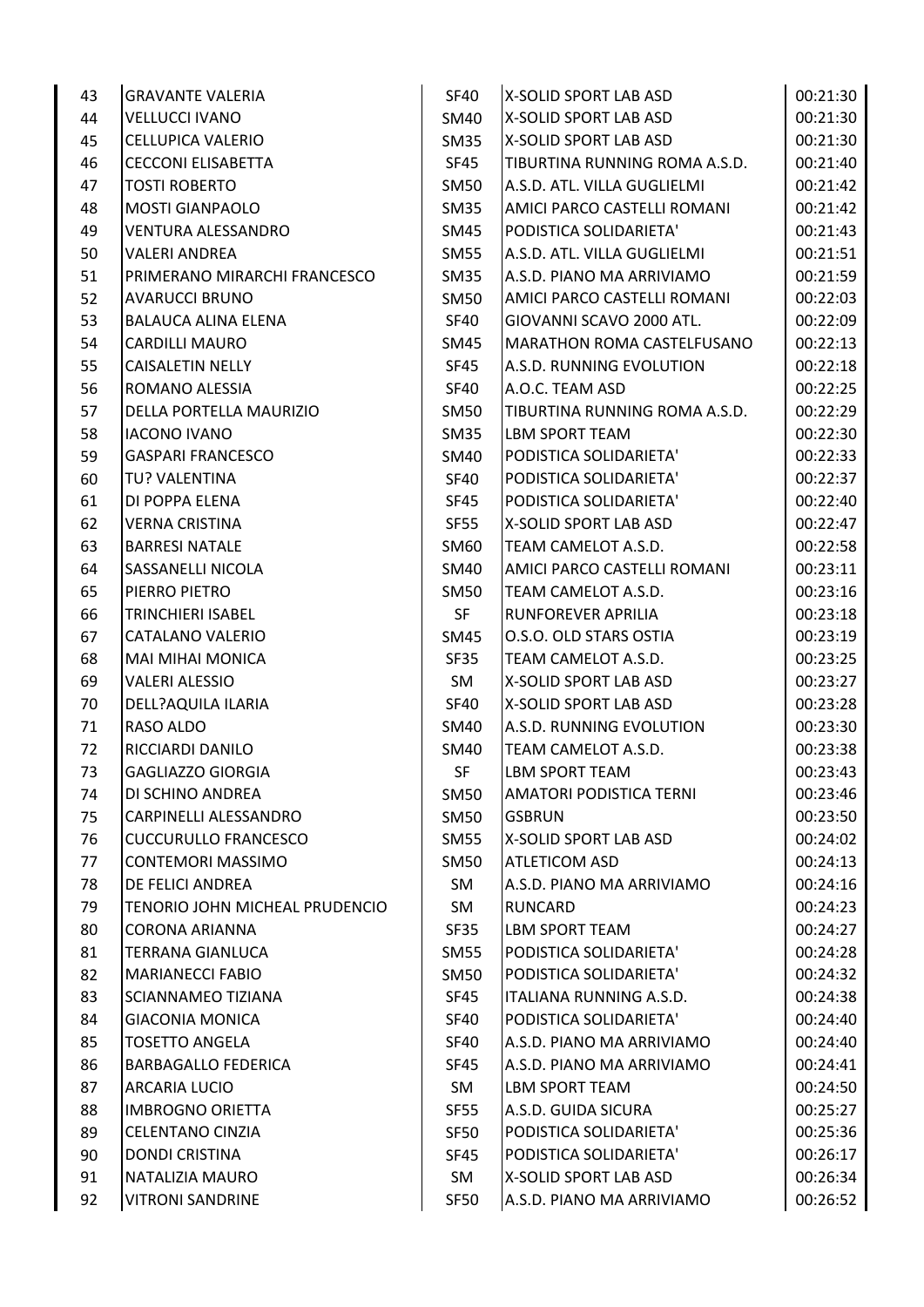| | | | | |
|---|---|---|---|---|
| 43 | GRAVANTE VALERIA | SF40 | X-SOLID SPORT LAB ASD | 00:21:30 |
| 44 | VELLUCCI IVANO | SM40 | X-SOLID SPORT LAB ASD | 00:21:30 |
| 45 | CELLUPICA VALERIO | SM35 | X-SOLID SPORT LAB ASD | 00:21:30 |
| 46 | CECCONI ELISABETTA | SF45 | TIBURTINA RUNNING ROMA A.S.D. | 00:21:40 |
| 47 | TOSTI ROBERTO | SM50 | A.S.D. ATL. VILLA GUGLIELMI | 00:21:42 |
| 48 | MOSTI GIANPAOLO | SM35 | AMICI PARCO CASTELLI ROMANI | 00:21:42 |
| 49 | VENTURA ALESSANDRO | SM45 | PODISTICA SOLIDARIETA' | 00:21:43 |
| 50 | VALERI ANDREA | SM55 | A.S.D. ATL. VILLA GUGLIELMI | 00:21:51 |
| 51 | PRIMERANO MIRARCHI FRANCESCO | SM35 | A.S.D. PIANO MA ARRIVIAMO | 00:21:59 |
| 52 | AVARUCCI BRUNO | SM50 | AMICI PARCO CASTELLI ROMANI | 00:22:03 |
| 53 | BALAUCA ALINA ELENA | SF40 | GIOVANNI SCAVO 2000 ATL. | 00:22:09 |
| 54 | CARDILLI MAURO | SM45 | MARATHON ROMA CASTELFUSANO | 00:22:13 |
| 55 | CAISALETIN NELLY | SF45 | A.S.D. RUNNING EVOLUTION | 00:22:18 |
| 56 | ROMANO ALESSIA | SF40 | A.O.C. TEAM ASD | 00:22:25 |
| 57 | DELLA PORTELLA MAURIZIO | SM50 | TIBURTINA RUNNING ROMA A.S.D. | 00:22:29 |
| 58 | IACONO IVANO | SM35 | LBM SPORT TEAM | 00:22:30 |
| 59 | GASPARI FRANCESCO | SM40 | PODISTICA SOLIDARIETA' | 00:22:33 |
| 60 | TU? VALENTINA | SF40 | PODISTICA SOLIDARIETA' | 00:22:37 |
| 61 | DI POPPA ELENA | SF45 | PODISTICA SOLIDARIETA' | 00:22:40 |
| 62 | VERNA CRISTINA | SF55 | X-SOLID SPORT LAB ASD | 00:22:47 |
| 63 | BARRESI NATALE | SM60 | TEAM CAMELOT A.S.D. | 00:22:58 |
| 64 | SASSANELLI NICOLA | SM40 | AMICI PARCO CASTELLI ROMANI | 00:23:11 |
| 65 | PIERRO PIETRO | SM50 | TEAM CAMELOT A.S.D. | 00:23:16 |
| 66 | TRINCHIERI ISABEL | SF | RUNFOREVER APRILIA | 00:23:18 |
| 67 | CATALANO VALERIO | SM45 | O.S.O. OLD STARS OSTIA | 00:23:19 |
| 68 | MAI MIHAI MONICA | SF35 | TEAM CAMELOT A.S.D. | 00:23:25 |
| 69 | VALERI ALESSIO | SM | X-SOLID SPORT LAB ASD | 00:23:27 |
| 70 | DELL?AQUILA ILARIA | SF40 | X-SOLID SPORT LAB ASD | 00:23:28 |
| 71 | RASO ALDO | SM40 | A.S.D. RUNNING EVOLUTION | 00:23:30 |
| 72 | RICCIARDI DANILO | SM40 | TEAM CAMELOT A.S.D. | 00:23:38 |
| 73 | GAGLIAZZO GIORGIA | SF | LBM SPORT TEAM | 00:23:43 |
| 74 | DI SCHINO ANDREA | SM50 | AMATORI PODISTICA TERNI | 00:23:46 |
| 75 | CARPINELLI ALESSANDRO | SM50 | GSBRUN | 00:23:50 |
| 76 | CUCCURULLO FRANCESCO | SM55 | X-SOLID SPORT LAB ASD | 00:24:02 |
| 77 | CONTEMORI MASSIMO | SM50 | ATLETICOM ASD | 00:24:13 |
| 78 | DE FELICI ANDREA | SM | A.S.D. PIANO MA ARRIVIAMO | 00:24:16 |
| 79 | TENORIO JOHN MICHEAL PRUDENCIO | SM | RUNCARD | 00:24:23 |
| 80 | CORONA ARIANNA | SF35 | LBM SPORT TEAM | 00:24:27 |
| 81 | TERRANA GIANLUCA | SM55 | PODISTICA SOLIDARIETA' | 00:24:28 |
| 82 | MARIANECCI FABIO | SM50 | PODISTICA SOLIDARIETA' | 00:24:32 |
| 83 | SCIANNAMEO TIZIANA | SF45 | ITALIANA RUNNING A.S.D. | 00:24:38 |
| 84 | GIACONIA MONICA | SF40 | PODISTICA SOLIDARIETA' | 00:24:40 |
| 85 | TOSETTO ANGELA | SF40 | A.S.D. PIANO MA ARRIVIAMO | 00:24:40 |
| 86 | BARBAGALLO FEDERICA | SF45 | A.S.D. PIANO MA ARRIVIAMO | 00:24:41 |
| 87 | ARCARIA LUCIO | SM | LBM SPORT TEAM | 00:24:50 |
| 88 | IMBROGNO ORIETTA | SF55 | A.S.D. GUIDA SICURA | 00:25:27 |
| 89 | CELENTANO CINZIA | SF50 | PODISTICA SOLIDARIETA' | 00:25:36 |
| 90 | DONDI CRISTINA | SF45 | PODISTICA SOLIDARIETA' | 00:26:17 |
| 91 | NATALIZIA MAURO | SM | X-SOLID SPORT LAB ASD | 00:26:34 |
| 92 | VITRONI SANDRINE | SF50 | A.S.D. PIANO MA ARRIVIAMO | 00:26:52 |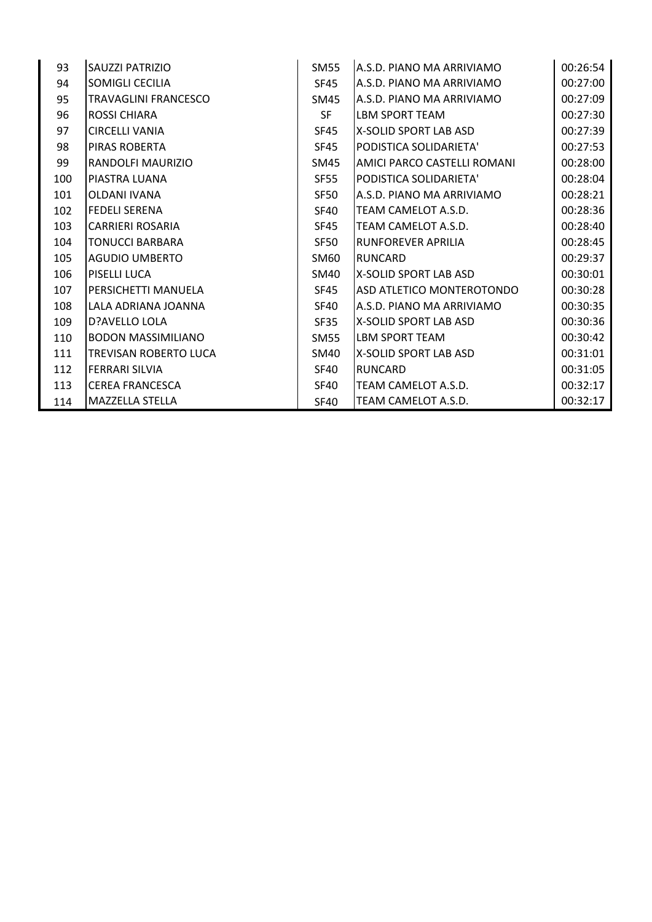| | | | | |
|---|---|---|---|---|
| 93 | SAUZZI PATRIZIO | SM55 | A.S.D. PIANO MA ARRIVIAMO | 00:26:54 |
| 94 | SOMIGLI CECILIA | SF45 | A.S.D. PIANO MA ARRIVIAMO | 00:27:00 |
| 95 | TRAVAGLINI FRANCESCO | SM45 | A.S.D. PIANO MA ARRIVIAMO | 00:27:09 |
| 96 | ROSSI CHIARA | SF | LBM SPORT TEAM | 00:27:30 |
| 97 | CIRCELLI VANIA | SF45 | X-SOLID SPORT LAB ASD | 00:27:39 |
| 98 | PIRAS ROBERTA | SF45 | PODISTICA SOLIDARIETA' | 00:27:53 |
| 99 | RANDOLFI MAURIZIO | SM45 | AMICI PARCO CASTELLI ROMANI | 00:28:00 |
| 100 | PIASTRA LUANA | SF55 | PODISTICA SOLIDARIETA' | 00:28:04 |
| 101 | OLDANI IVANA | SF50 | A.S.D. PIANO MA ARRIVIAMO | 00:28:21 |
| 102 | FEDELI SERENA | SF40 | TEAM CAMELOT A.S.D. | 00:28:36 |
| 103 | CARRIERI ROSARIA | SF45 | TEAM CAMELOT A.S.D. | 00:28:40 |
| 104 | TONUCCI BARBARA | SF50 | RUNFOREVER APRILIA | 00:28:45 |
| 105 | AGUDIO UMBERTO | SM60 | RUNCARD | 00:29:37 |
| 106 | PISELLI LUCA | SM40 | X-SOLID SPORT LAB ASD | 00:30:01 |
| 107 | PERSICHETTI MANUELA | SF45 | ASD ATLETICO MONTEROTONDO | 00:30:28 |
| 108 | LALA ADRIANA JOANNA | SF40 | A.S.D. PIANO MA ARRIVIAMO | 00:30:35 |
| 109 | D?AVELLO LOLA | SF35 | X-SOLID SPORT LAB ASD | 00:30:36 |
| 110 | BODON MASSIMILIANO | SM55 | LBM SPORT TEAM | 00:30:42 |
| 111 | TREVISAN ROBERTO LUCA | SM40 | X-SOLID SPORT LAB ASD | 00:31:01 |
| 112 | FERRARI SILVIA | SF40 | RUNCARD | 00:31:05 |
| 113 | CEREA FRANCESCA | SF40 | TEAM CAMELOT A.S.D. | 00:32:17 |
| 114 | MAZZELLA STELLA | SF40 | TEAM CAMELOT A.S.D. | 00:32:17 |